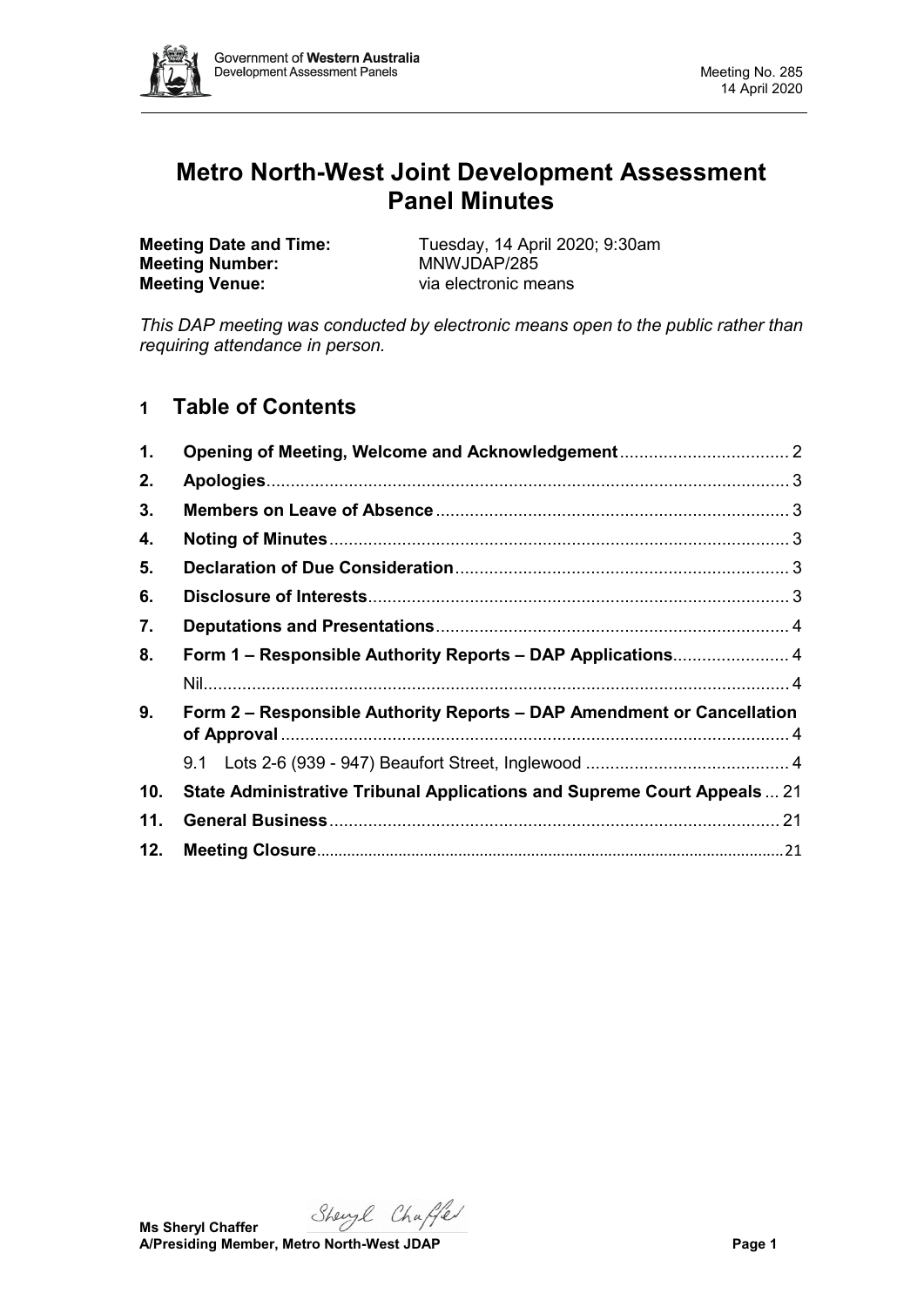# Metro North-West Joint Development Assessment Panel Minutes

**Meeting Date and Time:** Tuesday, 14 April 2020; 9:30am
**Meeting Number:** MNWJDAP/285
**Meeting Venue:** via electronic means

*This DAP meeting was conducted by electronic means open to the public rather than requiring attendance in person.*

## 1 Table of Contents

1. **Opening of Meeting, Welcome and Acknowledgement** .......... 2
2. **Apologies** .......... 3
3. **Members on Leave of Absence** .......... 3
4. **Noting of Minutes** .......... 3
5. **Declaration of Due Consideration** .......... 3
6. **Disclosure of Interests** .......... 3
7. **Deputations and Presentations** .......... 4
8. **Form 1 – Responsible Authority Reports – DAP Applications** .......... 4
   Nil .......... 4
9. **Form 2 – Responsible Authority Reports – DAP Amendment or Cancellation of Approval** .......... 4
   9.1 Lots 2-6 (939 - 947) Beaufort Street, Inglewood .......... 4
10. **State Administrative Tribunal Applications and Supreme Court Appeals** ... 21
11. **General Business** .......... 21
12. **Meeting Closure** .......... 21

**Ms Sheryl Chaffer**
**A/Presiding Member, Metro North-West JDAP**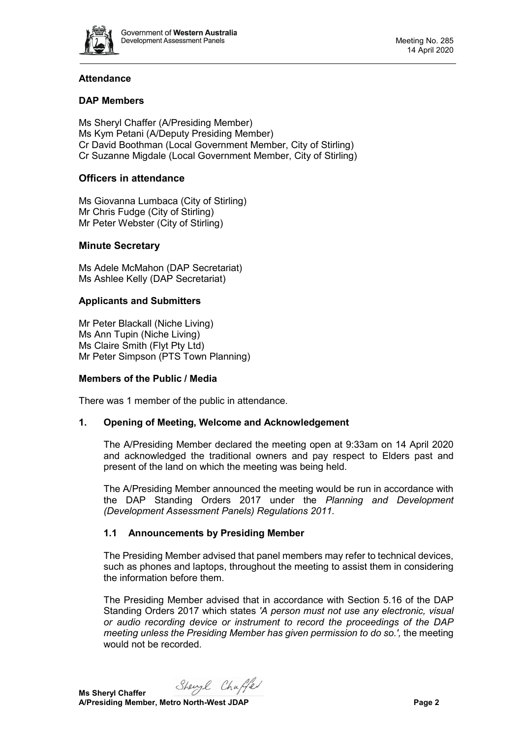## Attendance

### DAP Members

Ms Sheryl Chaffer (A/Presiding Member)
Ms Kym Petani (A/Deputy Presiding Member)
Cr David Boothman (Local Government Member, City of Stirling)
Cr Suzanne Migdale (Local Government Member, City of Stirling)

### Officers in attendance

Ms Giovanna Lumbaca (City of Stirling)
Mr Chris Fudge (City of Stirling)
Mr Peter Webster (City of Stirling)

### Minute Secretary

Ms Adele McMahon (DAP Secretariat)
Ms Ashlee Kelly (DAP Secretariat)

### Applicants and Submitters

Mr Peter Blackall (Niche Living)
Ms Ann Tupin (Niche Living)
Ms Claire Smith (Flyt Pty Ltd)
Mr Peter Simpson (PTS Town Planning)

### Members of the Public / Media

There was 1 member of the public in attendance.

## 1. Opening of Meeting, Welcome and Acknowledgement

The A/Presiding Member declared the meeting open at 9:33am on 14 April 2020 and acknowledged the traditional owners and pay respect to Elders past and present of the land on which the meeting was being held.

The A/Presiding Member announced the meeting would be run in accordance with the DAP Standing Orders 2017 under the *Planning and Development (Development Assessment Panels) Regulations 2011*.

### 1.1 Announcements by Presiding Member

The Presiding Member advised that panel members may refer to technical devices, such as phones and laptops, throughout the meeting to assist them in considering the information before them.

The Presiding Member advised that in accordance with Section 5.16 of the DAP Standing Orders 2017 which states *'A person must not use any electronic, visual or audio recording device or instrument to record the proceedings of the DAP meeting unless the Presiding Member has given permission to do so.',* the meeting would not be recorded.

**Ms Sheryl Chaffer**
**A/Presiding Member, Metro North-West JDAP**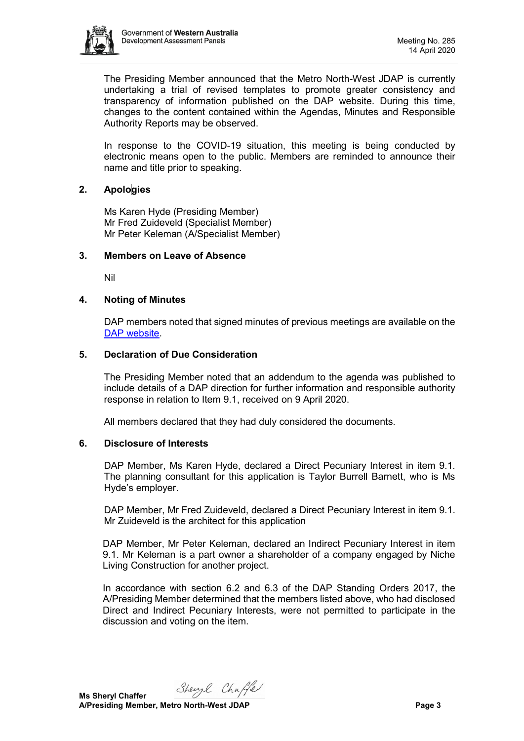The Presiding Member announced that the Metro North-West JDAP is currently undertaking a trial of revised templates to promote greater consistency and transparency of information published on the DAP website. During this time, changes to the content contained within the Agendas, Minutes and Responsible Authority Reports may be observed.

In response to the COVID-19 situation, this meeting is being conducted by electronic means open to the public. Members are reminded to announce their name and title prior to speaking.

## 2. Apologies

Ms Karen Hyde (Presiding Member)
Mr Fred Zuideveld (Specialist Member)
Mr Peter Keleman (A/Specialist Member)

## 3. Members on Leave of Absence

Nil

## 4. Noting of Minutes

DAP members noted that signed minutes of previous meetings are available on the [DAP website](DAP website).

## 5. Declaration of Due Consideration

The Presiding Member noted that an addendum to the agenda was published to include details of a DAP direction for further information and responsible authority response in relation to Item 9.1, received on 9 April 2020.

All members declared that they had duly considered the documents.

## 6. Disclosure of Interests

DAP Member, Ms Karen Hyde, declared a Direct Pecuniary Interest in item 9.1. The planning consultant for this application is Taylor Burrell Barnett, who is Ms Hyde's employer.

DAP Member, Mr Fred Zuideveld, declared a Direct Pecuniary Interest in item 9.1. Mr Zuideveld is the architect for this application

DAP Member, Mr Peter Keleman, declared an Indirect Pecuniary Interest in item 9.1. Mr Keleman is a part owner a shareholder of a company engaged by Niche Living Construction for another project.

In accordance with section 6.2 and 6.3 of the DAP Standing Orders 2017, the A/Presiding Member determined that the members listed above, who had disclosed Direct and Indirect Pecuniary Interests, were not permitted to participate in the discussion and voting on the item.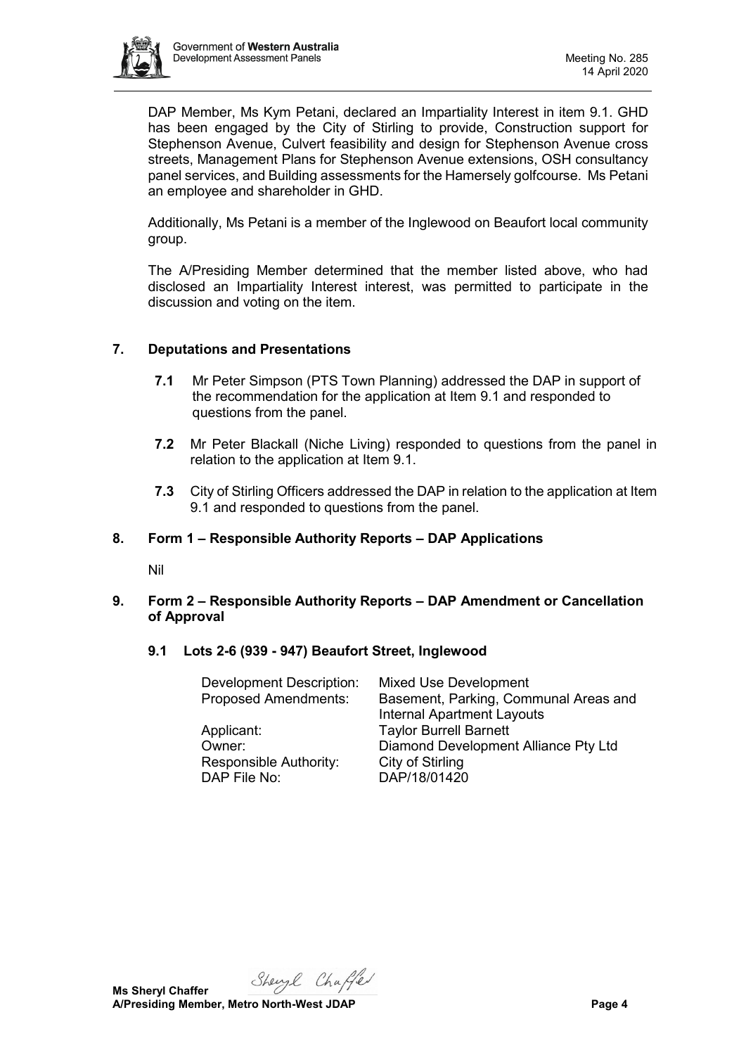DAP Member, Ms Kym Petani, declared an Impartiality Interest in item 9.1. GHD has been engaged by the City of Stirling to provide, Construction support for Stephenson Avenue, Culvert feasibility and design for Stephenson Avenue cross streets, Management Plans for Stephenson Avenue extensions, OSH consultancy panel services, and Building assessments for the Hamersely golfcourse. Ms Petani an employee and shareholder in GHD.

Additionally, Ms Petani is a member of the Inglewood on Beaufort local community group.

The A/Presiding Member determined that the member listed above, who had disclosed an Impartiality Interest interest, was permitted to participate in the discussion and voting on the item.

## 7. Deputations and Presentations

**7.1** Mr Peter Simpson (PTS Town Planning) addressed the DAP in support of the recommendation for the application at Item 9.1 and responded to questions from the panel.

**7.2** Mr Peter Blackall (Niche Living) responded to questions from the panel in relation to the application at Item 9.1.

**7.3** City of Stirling Officers addressed the DAP in relation to the application at Item 9.1 and responded to questions from the panel.

## 8. Form 1 – Responsible Authority Reports – DAP Applications

Nil

## 9. Form 2 – Responsible Authority Reports – DAP Amendment or Cancellation of Approval

### 9.1 Lots 2-6 (939 - 947) Beaufort Street, Inglewood

| | |
|---|---|
| Development Description: | Mixed Use Development |
| Proposed Amendments: | Basement, Parking, Communal Areas and Internal Apartment Layouts |
| Applicant: | Taylor Burrell Barnett |
| Owner: | Diamond Development Alliance Pty Ltd |
| Responsible Authority: | City of Stirling |
| DAP File No: | DAP/18/01420 |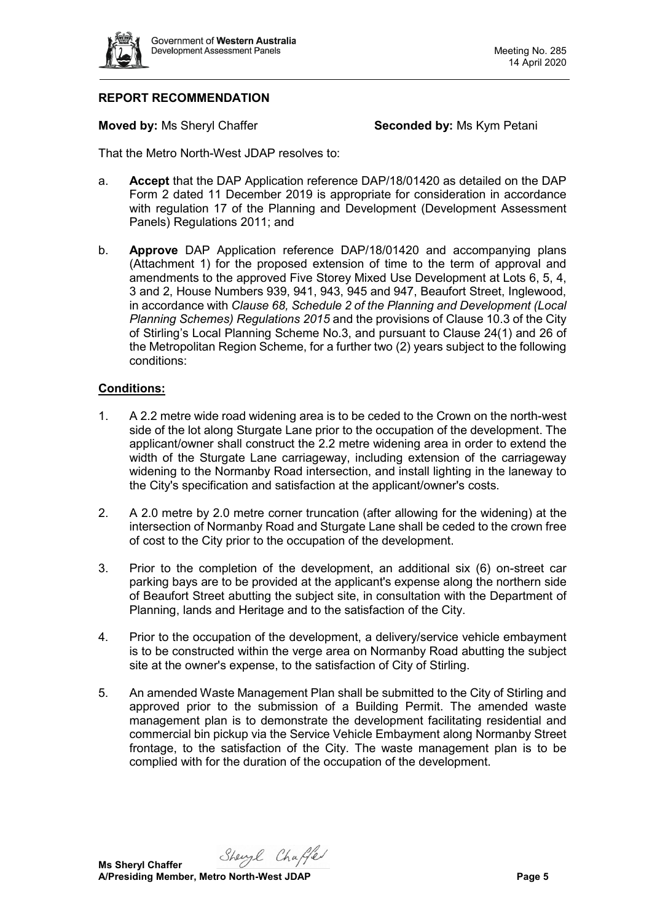## REPORT RECOMMENDATION

**Moved by:** Ms Sheryl Chaffer **Seconded by:** Ms Kym Petani

That the Metro North-West JDAP resolves to:

a. **Accept** that the DAP Application reference DAP/18/01420 as detailed on the DAP Form 2 dated 11 December 2019 is appropriate for consideration in accordance with regulation 17 of the Planning and Development (Development Assessment Panels) Regulations 2011; and

b. **Approve** DAP Application reference DAP/18/01420 and accompanying plans (Attachment 1) for the proposed extension of time to the term of approval and amendments to the approved Five Storey Mixed Use Development at Lots 6, 5, 4, 3 and 2, House Numbers 939, 941, 943, 945 and 947, Beaufort Street, Inglewood, in accordance with *Clause 68, Schedule 2 of the Planning and Development (Local Planning Schemes) Regulations 2015* and the provisions of Clause 10.3 of the City of Stirling's Local Planning Scheme No.3, and pursuant to Clause 24(1) and 26 of the Metropolitan Region Scheme, for a further two (2) years subject to the following conditions:

### Conditions:

1. A 2.2 metre wide road widening area is to be ceded to the Crown on the north-west side of the lot along Sturgate Lane prior to the occupation of the development. The applicant/owner shall construct the 2.2 metre widening area in order to extend the width of the Sturgate Lane carriageway, including extension of the carriageway widening to the Normanby Road intersection, and install lighting in the laneway to the City's specification and satisfaction at the applicant/owner's costs.

2. A 2.0 metre by 2.0 metre corner truncation (after allowing for the widening) at the intersection of Normanby Road and Sturgate Lane shall be ceded to the crown free of cost to the City prior to the occupation of the development.

3. Prior to the completion of the development, an additional six (6) on-street car parking bays are to be provided at the applicant's expense along the northern side of Beaufort Street abutting the subject site, in consultation with the Department of Planning, lands and Heritage and to the satisfaction of the City.

4. Prior to the occupation of the development, a delivery/service vehicle embayment is to be constructed within the verge area on Normanby Road abutting the subject site at the owner's expense, to the satisfaction of City of Stirling.

5. An amended Waste Management Plan shall be submitted to the City of Stirling and approved prior to the submission of a Building Permit. The amended waste management plan is to demonstrate the development facilitating residential and commercial bin pickup via the Service Vehicle Embayment along Normanby Street frontage, to the satisfaction of the City. The waste management plan is to be complied with for the duration of the occupation of the development.

**Ms Sheryl Chaffer**
**A/Presiding Member, Metro North-West JDAP**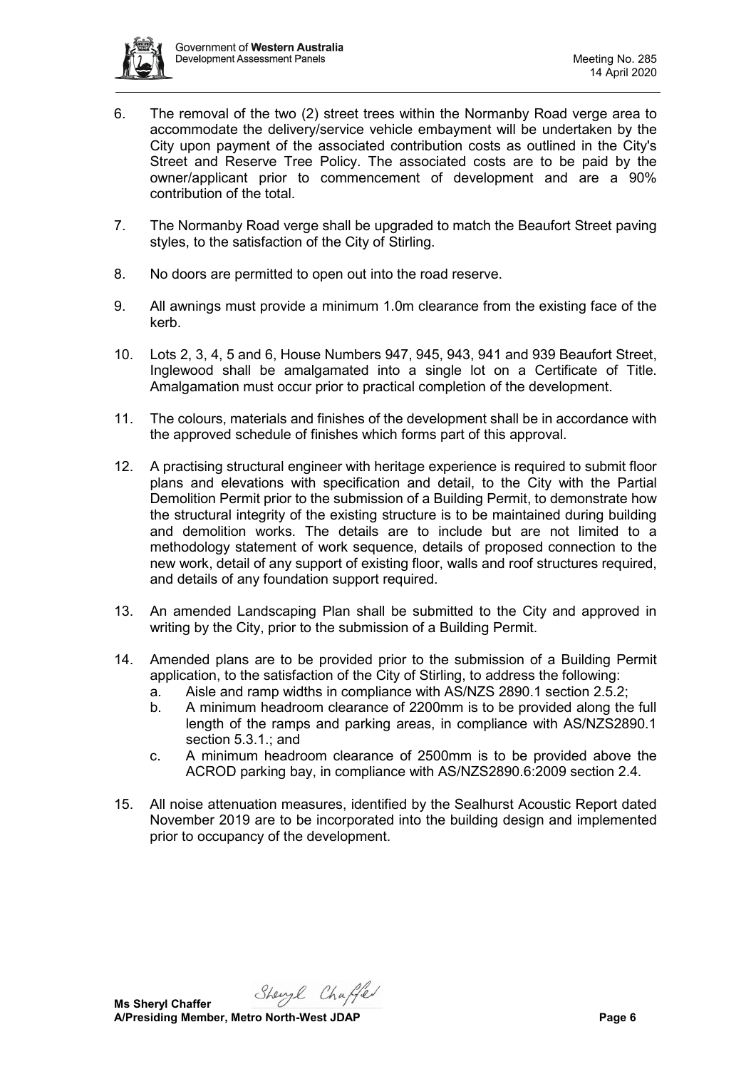6. The removal of the two (2) street trees within the Normanby Road verge area to accommodate the delivery/service vehicle embayment will be undertaken by the City upon payment of the associated contribution costs as outlined in the City's Street and Reserve Tree Policy. The associated costs are to be paid by the owner/applicant prior to commencement of development and are a 90% contribution of the total.

7. The Normanby Road verge shall be upgraded to match the Beaufort Street paving styles, to the satisfaction of the City of Stirling.

8. No doors are permitted to open out into the road reserve.

9. All awnings must provide a minimum 1.0m clearance from the existing face of the kerb.

10. Lots 2, 3, 4, 5 and 6, House Numbers 947, 945, 943, 941 and 939 Beaufort Street, Inglewood shall be amalgamated into a single lot on a Certificate of Title. Amalgamation must occur prior to practical completion of the development.

11. The colours, materials and finishes of the development shall be in accordance with the approved schedule of finishes which forms part of this approval.

12. A practising structural engineer with heritage experience is required to submit floor plans and elevations with specification and detail, to the City with the Partial Demolition Permit prior to the submission of a Building Permit, to demonstrate how the structural integrity of the existing structure is to be maintained during building and demolition works. The details are to include but are not limited to a methodology statement of work sequence, details of proposed connection to the new work, detail of any support of existing floor, walls and roof structures required, and details of any foundation support required.

13. An amended Landscaping Plan shall be submitted to the City and approved in writing by the City, prior to the submission of a Building Permit.

14. Amended plans are to be provided prior to the submission of a Building Permit application, to the satisfaction of the City of Stirling, to address the following:
    a. Aisle and ramp widths in compliance with AS/NZS 2890.1 section 2.5.2;
    b. A minimum headroom clearance of 2200mm is to be provided along the full length of the ramps and parking areas, in compliance with AS/NZS2890.1 section 5.3.1.; and
    c. A minimum headroom clearance of 2500mm is to be provided above the ACROD parking bay, in compliance with AS/NZS2890.6:2009 section 2.4.

15. All noise attenuation measures, identified by the Sealhurst Acoustic Report dated November 2019 are to be incorporated into the building design and implemented prior to occupancy of the development.

**Ms Sheryl Chaffer**
**A/Presiding Member, Metro North-West JDAP**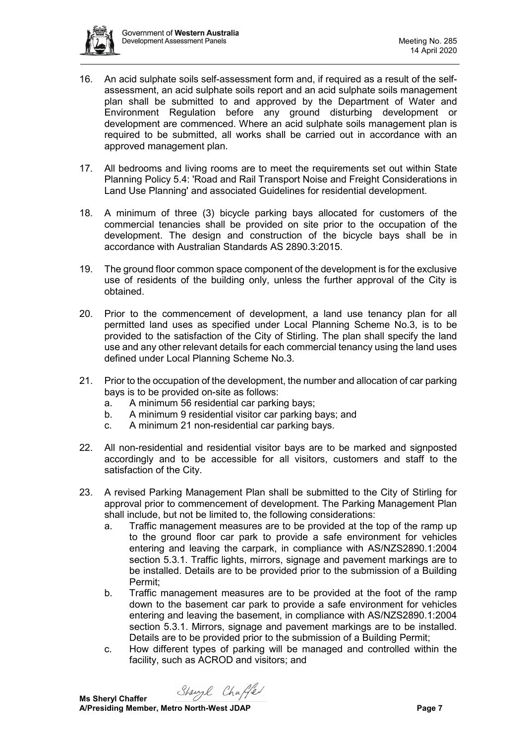16. An acid sulphate soils self-assessment form and, if required as a result of the self-assessment, an acid sulphate soils report and an acid sulphate soils management plan shall be submitted to and approved by the Department of Water and Environment Regulation before any ground disturbing development or development are commenced. Where an acid sulphate soils management plan is required to be submitted, all works shall be carried out in accordance with an approved management plan.

17. All bedrooms and living rooms are to meet the requirements set out within State Planning Policy 5.4: 'Road and Rail Transport Noise and Freight Considerations in Land Use Planning' and associated Guidelines for residential development.

18. A minimum of three (3) bicycle parking bays allocated for customers of the commercial tenancies shall be provided on site prior to the occupation of the development. The design and construction of the bicycle bays shall be in accordance with Australian Standards AS 2890.3:2015.

19. The ground floor common space component of the development is for the exclusive use of residents of the building only, unless the further approval of the City is obtained.

20. Prior to the commencement of development, a land use tenancy plan for all permitted land uses as specified under Local Planning Scheme No.3, is to be provided to the satisfaction of the City of Stirling. The plan shall specify the land use and any other relevant details for each commercial tenancy using the land uses defined under Local Planning Scheme No.3.

21. Prior to the occupation of the development, the number and allocation of car parking bays is to be provided on-site as follows:
    a. A minimum 56 residential car parking bays;
    b. A minimum 9 residential visitor car parking bays; and
    c. A minimum 21 non-residential car parking bays.

22. All non-residential and residential visitor bays are to be marked and signposted accordingly and to be accessible for all visitors, customers and staff to the satisfaction of the City.

23. A revised Parking Management Plan shall be submitted to the City of Stirling for approval prior to commencement of development. The Parking Management Plan shall include, but not be limited to, the following considerations:
    a. Traffic management measures are to be provided at the top of the ramp up to the ground floor car park to provide a safe environment for vehicles entering and leaving the carpark, in compliance with AS/NZS2890.1:2004 section 5.3.1. Traffic lights, mirrors, signage and pavement markings are to be installed. Details are to be provided prior to the submission of a Building Permit;
    b. Traffic management measures are to be provided at the foot of the ramp down to the basement car park to provide a safe environment for vehicles entering and leaving the basement, in compliance with AS/NZS2890.1:2004 section 5.3.1. Mirrors, signage and pavement markings are to be installed. Details are to be provided prior to the submission of a Building Permit;
    c. How different types of parking will be managed and controlled within the facility, such as ACROD and visitors; and

**Ms Sheryl Chaffer**
**A/Presiding Member, Metro North-West JDAP**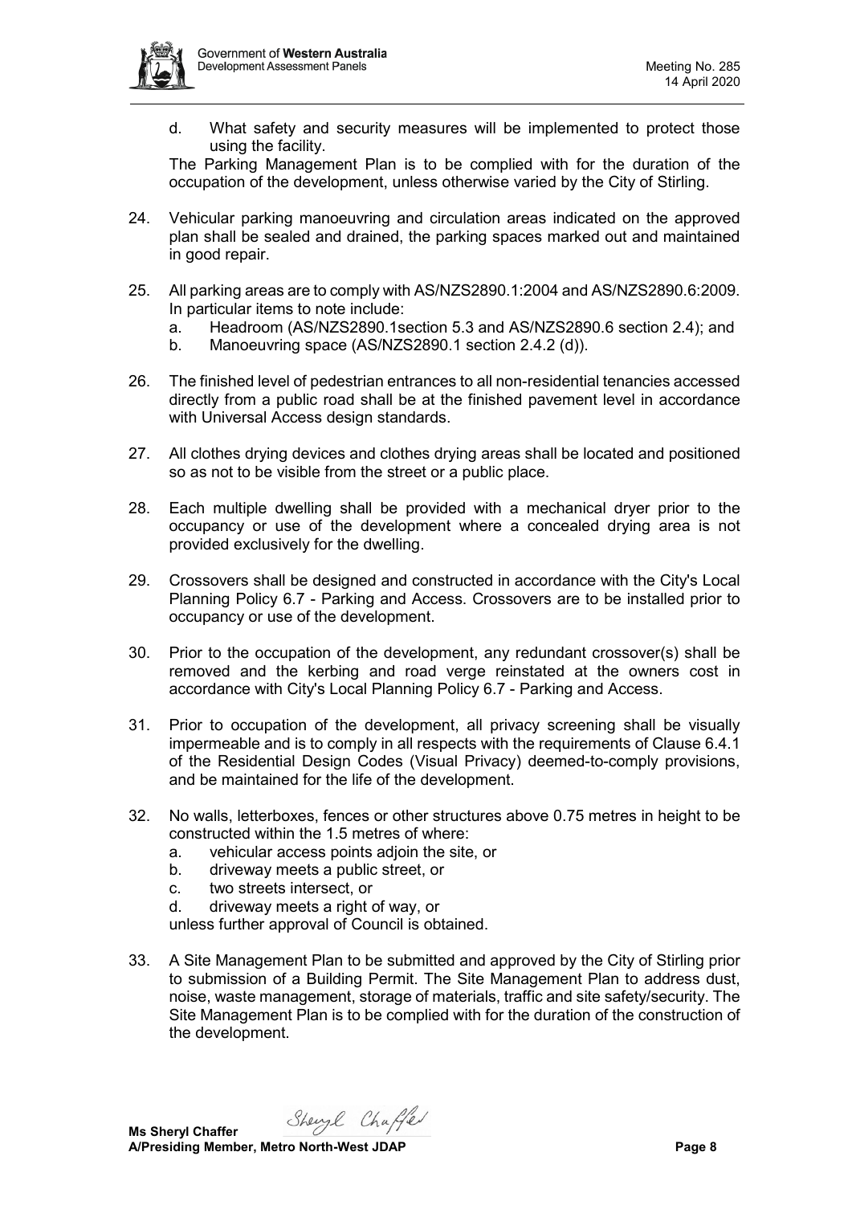d. What safety and security measures will be implemented to protect those using the facility.

The Parking Management Plan is to be complied with for the duration of the occupation of the development, unless otherwise varied by the City of Stirling.

24. Vehicular parking manoeuvring and circulation areas indicated on the approved plan shall be sealed and drained, the parking spaces marked out and maintained in good repair.

25. All parking areas are to comply with AS/NZS2890.1:2004 and AS/NZS2890.6:2009. In particular items to note include:
    a. Headroom (AS/NZS2890.1section 5.3 and AS/NZS2890.6 section 2.4); and
    b. Manoeuvring space (AS/NZS2890.1 section 2.4.2 (d)).

26. The finished level of pedestrian entrances to all non-residential tenancies accessed directly from a public road shall be at the finished pavement level in accordance with Universal Access design standards.

27. All clothes drying devices and clothes drying areas shall be located and positioned so as not to be visible from the street or a public place.

28. Each multiple dwelling shall be provided with a mechanical dryer prior to the occupancy or use of the development where a concealed drying area is not provided exclusively for the dwelling.

29. Crossovers shall be designed and constructed in accordance with the City's Local Planning Policy 6.7 - Parking and Access. Crossovers are to be installed prior to occupancy or use of the development.

30. Prior to the occupation of the development, any redundant crossover(s) shall be removed and the kerbing and road verge reinstated at the owners cost in accordance with City's Local Planning Policy 6.7 - Parking and Access.

31. Prior to occupation of the development, all privacy screening shall be visually impermeable and is to comply in all respects with the requirements of Clause 6.4.1 of the Residential Design Codes (Visual Privacy) deemed-to-comply provisions, and be maintained for the life of the development.

32. No walls, letterboxes, fences or other structures above 0.75 metres in height to be constructed within the 1.5 metres of where:
    a. vehicular access points adjoin the site, or
    b. driveway meets a public street, or
    c. two streets intersect, or
    d. driveway meets a right of way, or

    unless further approval of Council is obtained.

33. A Site Management Plan to be submitted and approved by the City of Stirling prior to submission of a Building Permit. The Site Management Plan to address dust, noise, waste management, storage of materials, traffic and site safety/security. The Site Management Plan is to be complied with for the duration of the construction of the development.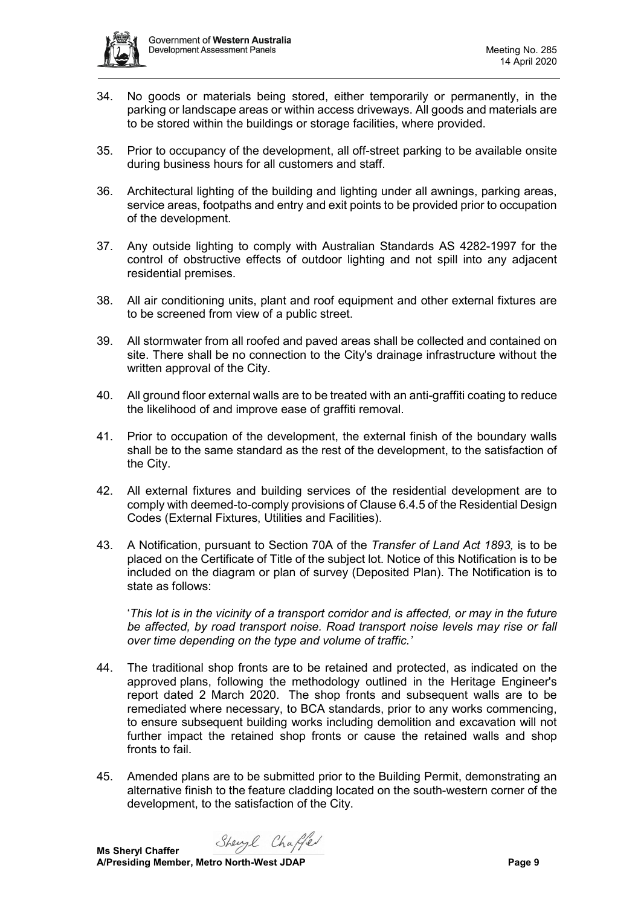34. No goods or materials being stored, either temporarily or permanently, in the parking or landscape areas or within access driveways. All goods and materials are to be stored within the buildings or storage facilities, where provided.

35. Prior to occupancy of the development, all off-street parking to be available onsite during business hours for all customers and staff.

36. Architectural lighting of the building and lighting under all awnings, parking areas, service areas, footpaths and entry and exit points to be provided prior to occupation of the development.

37. Any outside lighting to comply with Australian Standards AS 4282-1997 for the control of obstructive effects of outdoor lighting and not spill into any adjacent residential premises.

38. All air conditioning units, plant and roof equipment and other external fixtures are to be screened from view of a public street.

39. All stormwater from all roofed and paved areas shall be collected and contained on site. There shall be no connection to the City's drainage infrastructure without the written approval of the City.

40. All ground floor external walls are to be treated with an anti-graffiti coating to reduce the likelihood of and improve ease of graffiti removal.

41. Prior to occupation of the development, the external finish of the boundary walls shall be to the same standard as the rest of the development, to the satisfaction of the City.

42. All external fixtures and building services of the residential development are to comply with deemed-to-comply provisions of Clause 6.4.5 of the Residential Design Codes (External Fixtures, Utilities and Facilities).

43. A Notification, pursuant to Section 70A of the *Transfer of Land Act 1893,* is to be placed on the Certificate of Title of the subject lot. Notice of this Notification is to be included on the diagram or plan of survey (Deposited Plan). The Notification is to state as follows:

    '*This lot is in the vicinity of a transport corridor and is affected, or may in the future be affected, by road transport noise. Road transport noise levels may rise or fall over time depending on the type and volume of traffic.'*

44. The traditional shop fronts are to be retained and protected, as indicated on the approved plans, following the methodology outlined in the Heritage Engineer's report dated 2 March 2020. The shop fronts and subsequent walls are to be remediated where necessary, to BCA standards, prior to any works commencing, to ensure subsequent building works including demolition and excavation will not further impact the retained shop fronts or cause the retained walls and shop fronts to fail.

45. Amended plans are to be submitted prior to the Building Permit, demonstrating an alternative finish to the feature cladding located on the south-western corner of the development, to the satisfaction of the City.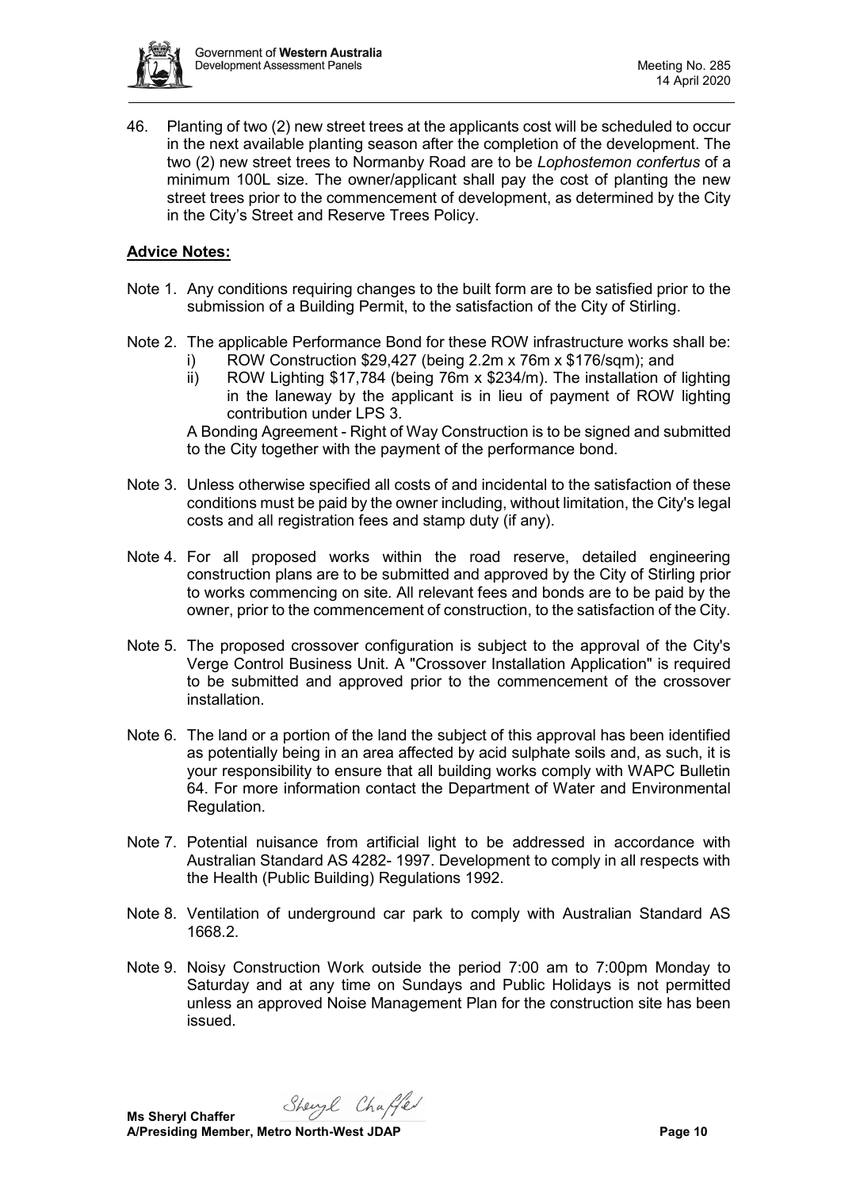46. Planting of two (2) new street trees at the applicants cost will be scheduled to occur in the next available planting season after the completion of the development. The two (2) new street trees to Normanby Road are to be *Lophostemon confertus* of a minimum 100L size. The owner/applicant shall pay the cost of planting the new street trees prior to the commencement of development, as determined by the City in the City's Street and Reserve Trees Policy.

**Advice Notes:**

Note 1. Any conditions requiring changes to the built form are to be satisfied prior to the submission of a Building Permit, to the satisfaction of the City of Stirling.

Note 2. The applicable Performance Bond for these ROW infrastructure works shall be:

i) ROW Construction $29,427 (being 2.2m x 76m x $176/sqm); and

ii) ROW Lighting $17,784 (being 76m x $234/m). The installation of lighting in the laneway by the applicant is in lieu of payment of ROW lighting contribution under LPS 3.

A Bonding Agreement - Right of Way Construction is to be signed and submitted to the City together with the payment of the performance bond.

Note 3. Unless otherwise specified all costs of and incidental to the satisfaction of these conditions must be paid by the owner including, without limitation, the City's legal costs and all registration fees and stamp duty (if any).

Note 4. For all proposed works within the road reserve, detailed engineering construction plans are to be submitted and approved by the City of Stirling prior to works commencing on site. All relevant fees and bonds are to be paid by the owner, prior to the commencement of construction, to the satisfaction of the City.

Note 5. The proposed crossover configuration is subject to the approval of the City's Verge Control Business Unit. A "Crossover Installation Application" is required to be submitted and approved prior to the commencement of the crossover installation.

Note 6. The land or a portion of the land the subject of this approval has been identified as potentially being in an area affected by acid sulphate soils and, as such, it is your responsibility to ensure that all building works comply with WAPC Bulletin 64. For more information contact the Department of Water and Environmental Regulation.

Note 7. Potential nuisance from artificial light to be addressed in accordance with Australian Standard AS 4282- 1997. Development to comply in all respects with the Health (Public Building) Regulations 1992.

Note 8. Ventilation of underground car park to comply with Australian Standard AS 1668.2.

Note 9. Noisy Construction Work outside the period 7:00 am to 7:00pm Monday to Saturday and at any time on Sundays and Public Holidays is not permitted unless an approved Noise Management Plan for the construction site has been issued.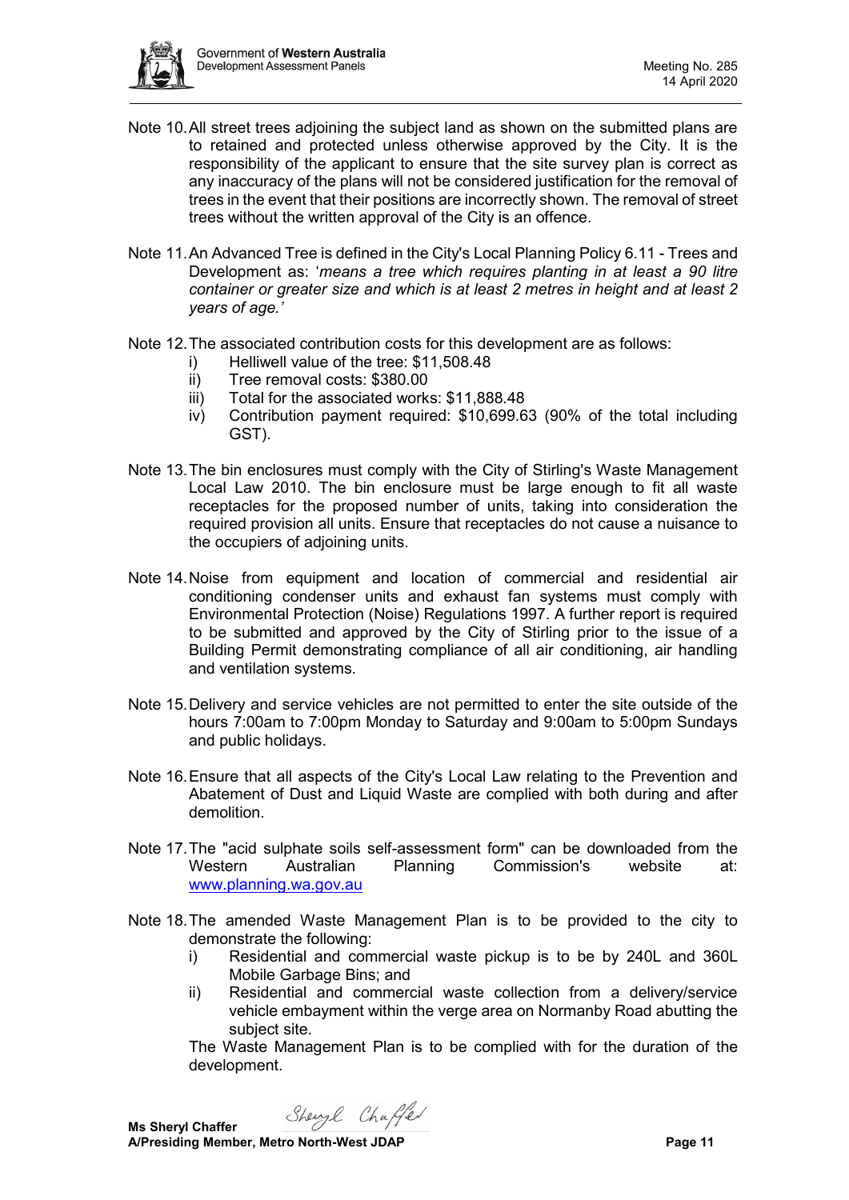Note 10. All street trees adjoining the subject land as shown on the submitted plans are to retained and protected unless otherwise approved by the City. It is the responsibility of the applicant to ensure that the site survey plan is correct as any inaccuracy of the plans will not be considered justification for the removal of trees in the event that their positions are incorrectly shown. The removal of street trees without the written approval of the City is an offence.

Note 11. An Advanced Tree is defined in the City's Local Planning Policy 6.11 - Trees and Development as: '*means a tree which requires planting in at least a 90 litre container or greater size and which is at least 2 metres in height and at least 2 years of age.*'

Note 12. The associated contribution costs for this development are as follows:

i) Helliwell value of the tree: $11,508.48
ii) Tree removal costs: $380.00
iii) Total for the associated works: $11,888.48
iv) Contribution payment required: $10,699.63 (90% of the total including GST).

Note 13. The bin enclosures must comply with the City of Stirling's Waste Management Local Law 2010. The bin enclosure must be large enough to fit all waste receptacles for the proposed number of units, taking into consideration the required provision all units. Ensure that receptacles do not cause a nuisance to the occupiers of adjoining units.

Note 14. Noise from equipment and location of commercial and residential air conditioning condenser units and exhaust fan systems must comply with Environmental Protection (Noise) Regulations 1997. A further report is required to be submitted and approved by the City of Stirling prior to the issue of a Building Permit demonstrating compliance of all air conditioning, air handling and ventilation systems.

Note 15. Delivery and service vehicles are not permitted to enter the site outside of the hours 7:00am to 7:00pm Monday to Saturday and 9:00am to 5:00pm Sundays and public holidays.

Note 16. Ensure that all aspects of the City's Local Law relating to the Prevention and Abatement of Dust and Liquid Waste are complied with both during and after demolition.

Note 17. The "acid sulphate soils self-assessment form" can be downloaded from the Western Australian Planning Commission's website at: www.planning.wa.gov.au

Note 18. The amended Waste Management Plan is to be provided to the city to demonstrate the following:

i) Residential and commercial waste pickup is to be by 240L and 360L Mobile Garbage Bins; and
ii) Residential and commercial waste collection from a delivery/service vehicle embayment within the verge area on Normanby Road abutting the subject site.

The Waste Management Plan is to be complied with for the duration of the development.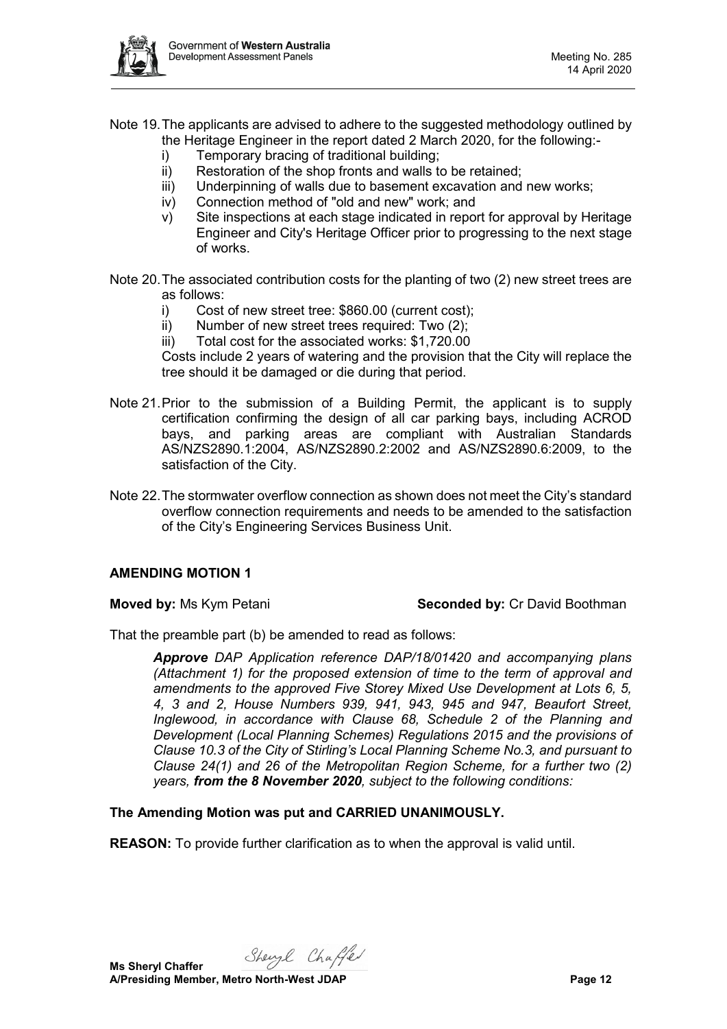Note 19. The applicants are advised to adhere to the suggested methodology outlined by the Heritage Engineer in the report dated 2 March 2020, for the following:-

i) Temporary bracing of traditional building;
ii) Restoration of the shop fronts and walls to be retained;
iii) Underpinning of walls due to basement excavation and new works;
iv) Connection method of "old and new" work; and
v) Site inspections at each stage indicated in report for approval by Heritage Engineer and City's Heritage Officer prior to progressing to the next stage of works.

Note 20. The associated contribution costs for the planting of two (2) new street trees are as follows:

i) Cost of new street tree: $860.00 (current cost);
ii) Number of new street trees required: Two (2);
iii) Total cost for the associated works: $1,720.00

Costs include 2 years of watering and the provision that the City will replace the tree should it be damaged or die during that period.

Note 21. Prior to the submission of a Building Permit, the applicant is to supply certification confirming the design of all car parking bays, including ACROD bays, and parking areas are compliant with Australian Standards AS/NZS2890.1:2004, AS/NZS2890.2:2002 and AS/NZS2890.6:2009, to the satisfaction of the City.

Note 22. The stormwater overflow connection as shown does not meet the City's standard overflow connection requirements and needs to be amended to the satisfaction of the City's Engineering Services Business Unit.

## AMENDING MOTION 1

**Moved by:** Ms Kym Petani **Seconded by:** Cr David Boothman

That the preamble part (b) be amended to read as follows:

> ***Approve*** *DAP Application reference DAP/18/01420 and accompanying plans (Attachment 1) for the proposed extension of time to the term of approval and amendments to the approved Five Storey Mixed Use Development at Lots 6, 5, 4, 3 and 2, House Numbers 939, 941, 943, 945 and 947, Beaufort Street, Inglewood, in accordance with Clause 68, Schedule 2 of the Planning and Development (Local Planning Schemes) Regulations 2015 and the provisions of Clause 10.3 of the City of Stirling's Local Planning Scheme No.3, and pursuant to Clause 24(1) and 26 of the Metropolitan Region Scheme, for a further two (2) years,* ***from the 8 November 2020****, subject to the following conditions:*

**The Amending Motion was put and CARRIED UNANIMOUSLY.**

**REASON:** To provide further clarification as to when the approval is valid until.

**Ms Sheryl Chaffer**
**A/Presiding Member, Metro North-West JDAP**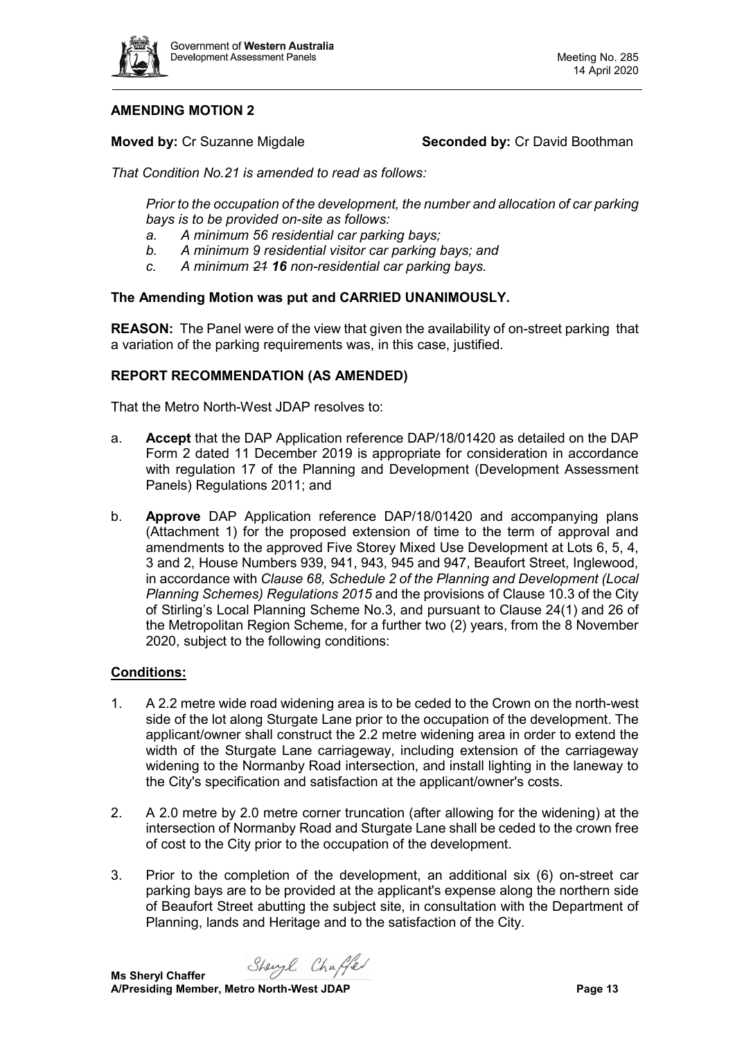## AMENDING MOTION 2

**Moved by:** Cr Suzanne Migdale **Seconded by:** Cr David Boothman

*That Condition No.21 is amended to read as follows:*

> *Prior to the occupation of the development, the number and allocation of car parking bays is to be provided on-site as follows:*
> 
> *a. A minimum 56 residential car parking bays;*
> 
> *b. A minimum 9 residential visitor car parking bays; and*
> 
> *c. A minimum ~~21~~ **16** non-residential car parking bays.*

**The Amending Motion was put and CARRIED UNANIMOUSLY.**

**REASON:** The Panel were of the view that given the availability of on-street parking that a variation of the parking requirements was, in this case, justified.

## REPORT RECOMMENDATION (AS AMENDED)

That the Metro North-West JDAP resolves to:

a. **Accept** that the DAP Application reference DAP/18/01420 as detailed on the DAP Form 2 dated 11 December 2019 is appropriate for consideration in accordance with regulation 17 of the Planning and Development (Development Assessment Panels) Regulations 2011; and

b. **Approve** DAP Application reference DAP/18/01420 and accompanying plans (Attachment 1) for the proposed extension of time to the term of approval and amendments to the approved Five Storey Mixed Use Development at Lots 6, 5, 4, 3 and 2, House Numbers 939, 941, 943, 945 and 947, Beaufort Street, Inglewood, in accordance with *Clause 68, Schedule 2 of the Planning and Development (Local Planning Schemes) Regulations 2015* and the provisions of Clause 10.3 of the City of Stirling's Local Planning Scheme No.3, and pursuant to Clause 24(1) and 26 of the Metropolitan Region Scheme, for a further two (2) years, from the 8 November 2020, subject to the following conditions:

### Conditions:

1. A 2.2 metre wide road widening area is to be ceded to the Crown on the north-west side of the lot along Sturgate Lane prior to the occupation of the development. The applicant/owner shall construct the 2.2 metre widening area in order to extend the width of the Sturgate Lane carriageway, including extension of the carriageway widening to the Normanby Road intersection, and install lighting in the laneway to the City's specification and satisfaction at the applicant/owner's costs.

2. A 2.0 metre by 2.0 metre corner truncation (after allowing for the widening) at the intersection of Normanby Road and Sturgate Lane shall be ceded to the crown free of cost to the City prior to the occupation of the development.

3. Prior to the completion of the development, an additional six (6) on-street car parking bays are to be provided at the applicant's expense along the northern side of Beaufort Street abutting the subject site, in consultation with the Department of Planning, lands and Heritage and to the satisfaction of the City.

**Ms Sheryl Chaffer**
**A/Presiding Member, Metro North-West JDAP**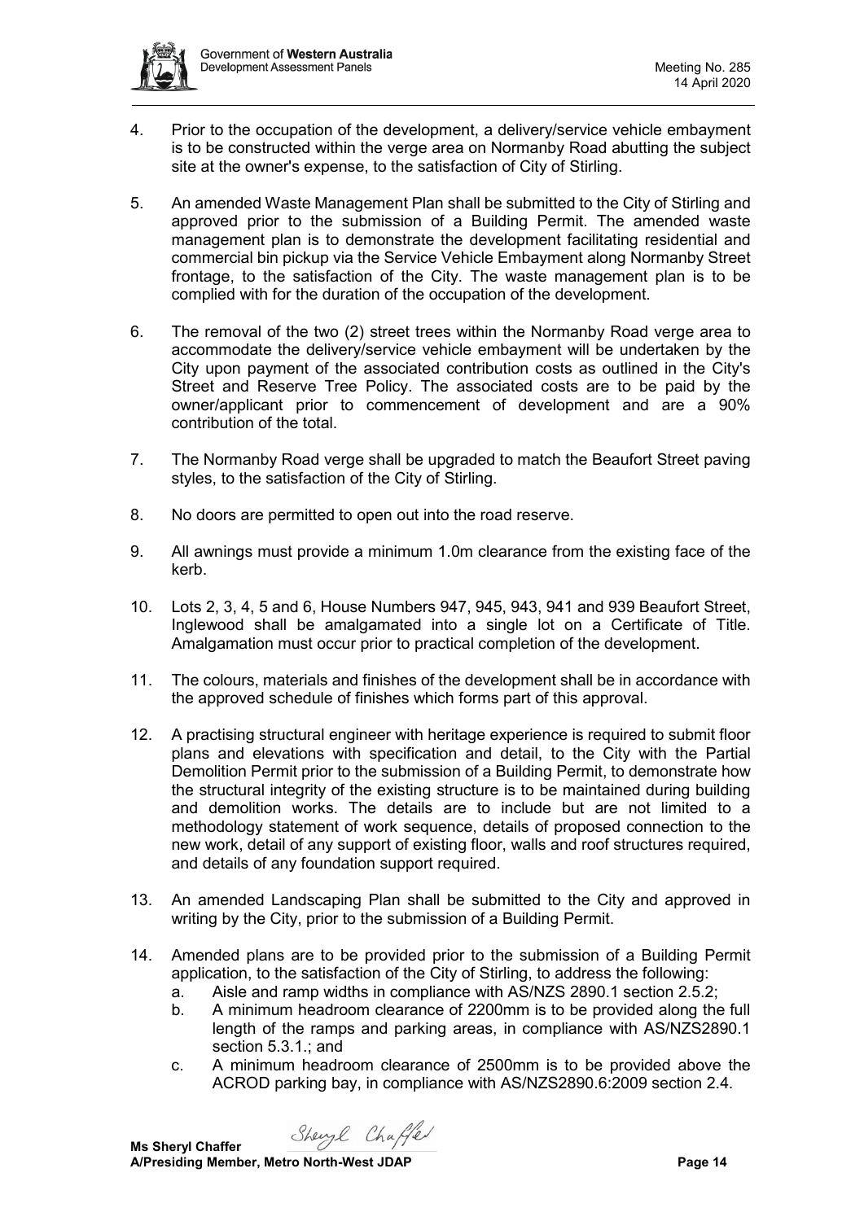4. Prior to the occupation of the development, a delivery/service vehicle embayment is to be constructed within the verge area on Normanby Road abutting the subject site at the owner's expense, to the satisfaction of City of Stirling.

5. An amended Waste Management Plan shall be submitted to the City of Stirling and approved prior to the submission of a Building Permit. The amended waste management plan is to demonstrate the development facilitating residential and commercial bin pickup via the Service Vehicle Embayment along Normanby Street frontage, to the satisfaction of the City. The waste management plan is to be complied with for the duration of the occupation of the development.

6. The removal of the two (2) street trees within the Normanby Road verge area to accommodate the delivery/service vehicle embayment will be undertaken by the City upon payment of the associated contribution costs as outlined in the City's Street and Reserve Tree Policy. The associated costs are to be paid by the owner/applicant prior to commencement of development and are a 90% contribution of the total.

7. The Normanby Road verge shall be upgraded to match the Beaufort Street paving styles, to the satisfaction of the City of Stirling.

8. No doors are permitted to open out into the road reserve.

9. All awnings must provide a minimum 1.0m clearance from the existing face of the kerb.

10. Lots 2, 3, 4, 5 and 6, House Numbers 947, 945, 943, 941 and 939 Beaufort Street, Inglewood shall be amalgamated into a single lot on a Certificate of Title. Amalgamation must occur prior to practical completion of the development.

11. The colours, materials and finishes of the development shall be in accordance with the approved schedule of finishes which forms part of this approval.

12. A practising structural engineer with heritage experience is required to submit floor plans and elevations with specification and detail, to the City with the Partial Demolition Permit prior to the submission of a Building Permit, to demonstrate how the structural integrity of the existing structure is to be maintained during building and demolition works. The details are to include but are not limited to a methodology statement of work sequence, details of proposed connection to the new work, detail of any support of existing floor, walls and roof structures required, and details of any foundation support required.

13. An amended Landscaping Plan shall be submitted to the City and approved in writing by the City, prior to the submission of a Building Permit.

14. Amended plans are to be provided prior to the submission of a Building Permit application, to the satisfaction of the City of Stirling, to address the following:
    a. Aisle and ramp widths in compliance with AS/NZS 2890.1 section 2.5.2;
    b. A minimum headroom clearance of 2200mm is to be provided along the full length of the ramps and parking areas, in compliance with AS/NZS2890.1 section 5.3.1.; and
    c. A minimum headroom clearance of 2500mm is to be provided above the ACROD parking bay, in compliance with AS/NZS2890.6:2009 section 2.4.

**Ms Sheryl Chaffer**
**A/Presiding Member, Metro North-West JDAP**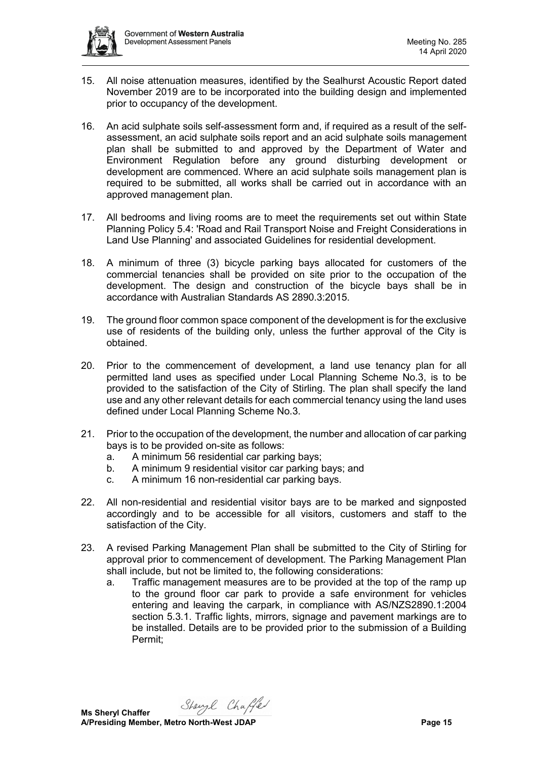15. All noise attenuation measures, identified by the Sealhurst Acoustic Report dated November 2019 are to be incorporated into the building design and implemented prior to occupancy of the development.

16. An acid sulphate soils self-assessment form and, if required as a result of the self-assessment, an acid sulphate soils report and an acid sulphate soils management plan shall be submitted to and approved by the Department of Water and Environment Regulation before any ground disturbing development or development are commenced. Where an acid sulphate soils management plan is required to be submitted, all works shall be carried out in accordance with an approved management plan.

17. All bedrooms and living rooms are to meet the requirements set out within State Planning Policy 5.4: 'Road and Rail Transport Noise and Freight Considerations in Land Use Planning' and associated Guidelines for residential development.

18. A minimum of three (3) bicycle parking bays allocated for customers of the commercial tenancies shall be provided on site prior to the occupation of the development. The design and construction of the bicycle bays shall be in accordance with Australian Standards AS 2890.3:2015.

19. The ground floor common space component of the development is for the exclusive use of residents of the building only, unless the further approval of the City is obtained.

20. Prior to the commencement of development, a land use tenancy plan for all permitted land uses as specified under Local Planning Scheme No.3, is to be provided to the satisfaction of the City of Stirling. The plan shall specify the land use and any other relevant details for each commercial tenancy using the land uses defined under Local Planning Scheme No.3.

21. Prior to the occupation of the development, the number and allocation of car parking bays is to be provided on-site as follows:
    a. A minimum 56 residential car parking bays;
    b. A minimum 9 residential visitor car parking bays; and
    c. A minimum 16 non-residential car parking bays.

22. All non-residential and residential visitor bays are to be marked and signposted accordingly and to be accessible for all visitors, customers and staff to the satisfaction of the City.

23. A revised Parking Management Plan shall be submitted to the City of Stirling for approval prior to commencement of development. The Parking Management Plan shall include, but not be limited to, the following considerations:
    a. Traffic management measures are to be provided at the top of the ramp up to the ground floor car park to provide a safe environment for vehicles entering and leaving the carpark, in compliance with AS/NZS2890.1:2004 section 5.3.1. Traffic lights, mirrors, signage and pavement markings are to be installed. Details are to be provided prior to the submission of a Building Permit;

**Ms Sheryl Chaffer**
**A/Presiding Member, Metro North-West JDAP**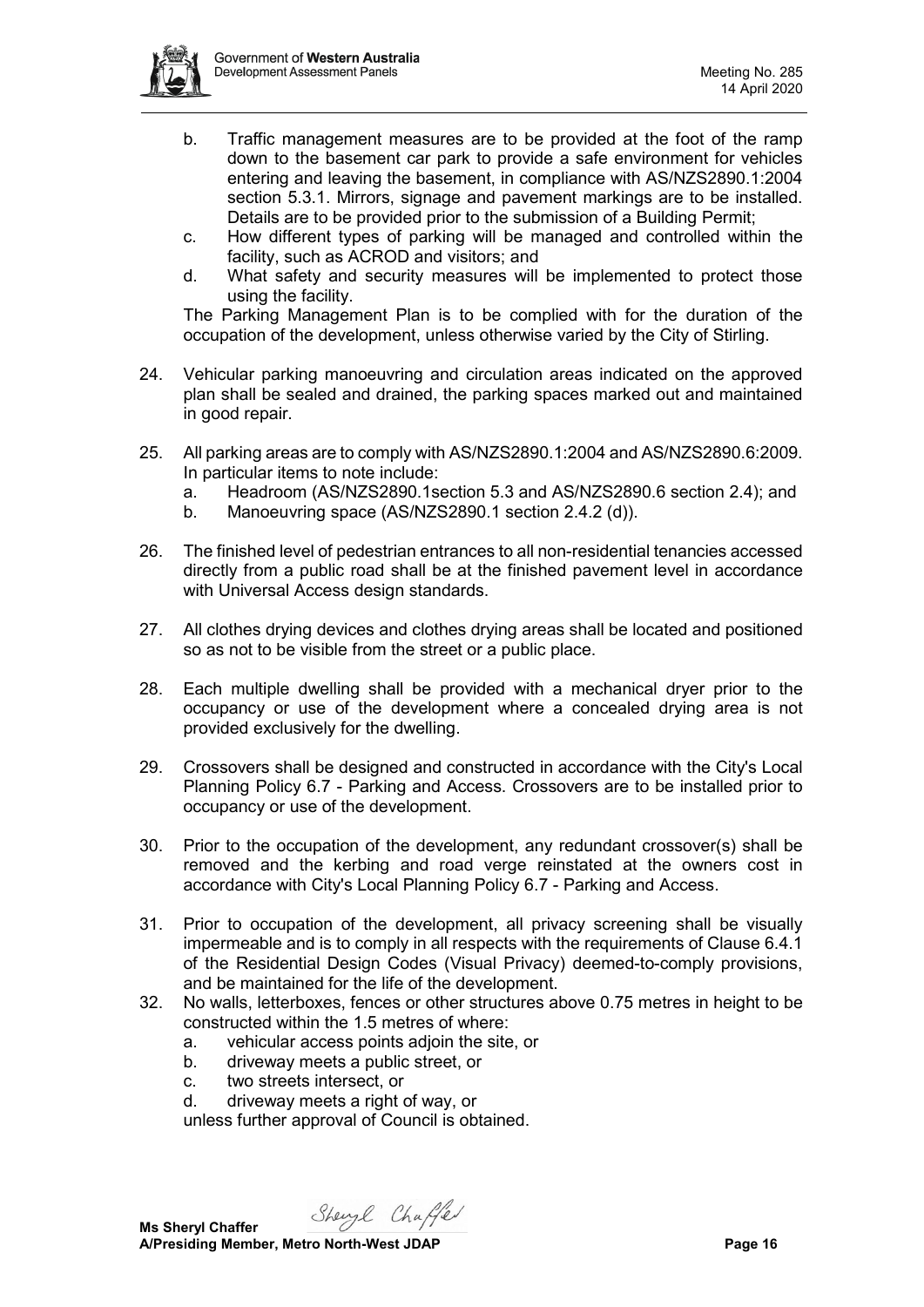b. Traffic management measures are to be provided at the foot of the ramp down to the basement car park to provide a safe environment for vehicles entering and leaving the basement, in compliance with AS/NZS2890.1:2004 section 5.3.1. Mirrors, signage and pavement markings are to be installed. Details are to be provided prior to the submission of a Building Permit;
c. How different types of parking will be managed and controlled within the facility, such as ACROD and visitors; and
d. What safety and security measures will be implemented to protect those using the facility.

The Parking Management Plan is to be complied with for the duration of the occupation of the development, unless otherwise varied by the City of Stirling.

24. Vehicular parking manoeuvring and circulation areas indicated on the approved plan shall be sealed and drained, the parking spaces marked out and maintained in good repair.

25. All parking areas are to comply with AS/NZS2890.1:2004 and AS/NZS2890.6:2009. In particular items to note include:
    a. Headroom (AS/NZS2890.1section 5.3 and AS/NZS2890.6 section 2.4); and
    b. Manoeuvring space (AS/NZS2890.1 section 2.4.2 (d)).

26. The finished level of pedestrian entrances to all non-residential tenancies accessed directly from a public road shall be at the finished pavement level in accordance with Universal Access design standards.

27. All clothes drying devices and clothes drying areas shall be located and positioned so as not to be visible from the street or a public place.

28. Each multiple dwelling shall be provided with a mechanical dryer prior to the occupancy or use of the development where a concealed drying area is not provided exclusively for the dwelling.

29. Crossovers shall be designed and constructed in accordance with the City's Local Planning Policy 6.7 - Parking and Access. Crossovers are to be installed prior to occupancy or use of the development.

30. Prior to the occupation of the development, any redundant crossover(s) shall be removed and the kerbing and road verge reinstated at the owners cost in accordance with City's Local Planning Policy 6.7 - Parking and Access.

31. Prior to occupation of the development, all privacy screening shall be visually impermeable and is to comply in all respects with the requirements of Clause 6.4.1 of the Residential Design Codes (Visual Privacy) deemed-to-comply provisions, and be maintained for the life of the development.

32. No walls, letterboxes, fences or other structures above 0.75 metres in height to be constructed within the 1.5 metres of where:
    a. vehicular access points adjoin the site, or
    b. driveway meets a public street, or
    c. two streets intersect, or
    d. driveway meets a right of way, or

    unless further approval of Council is obtained.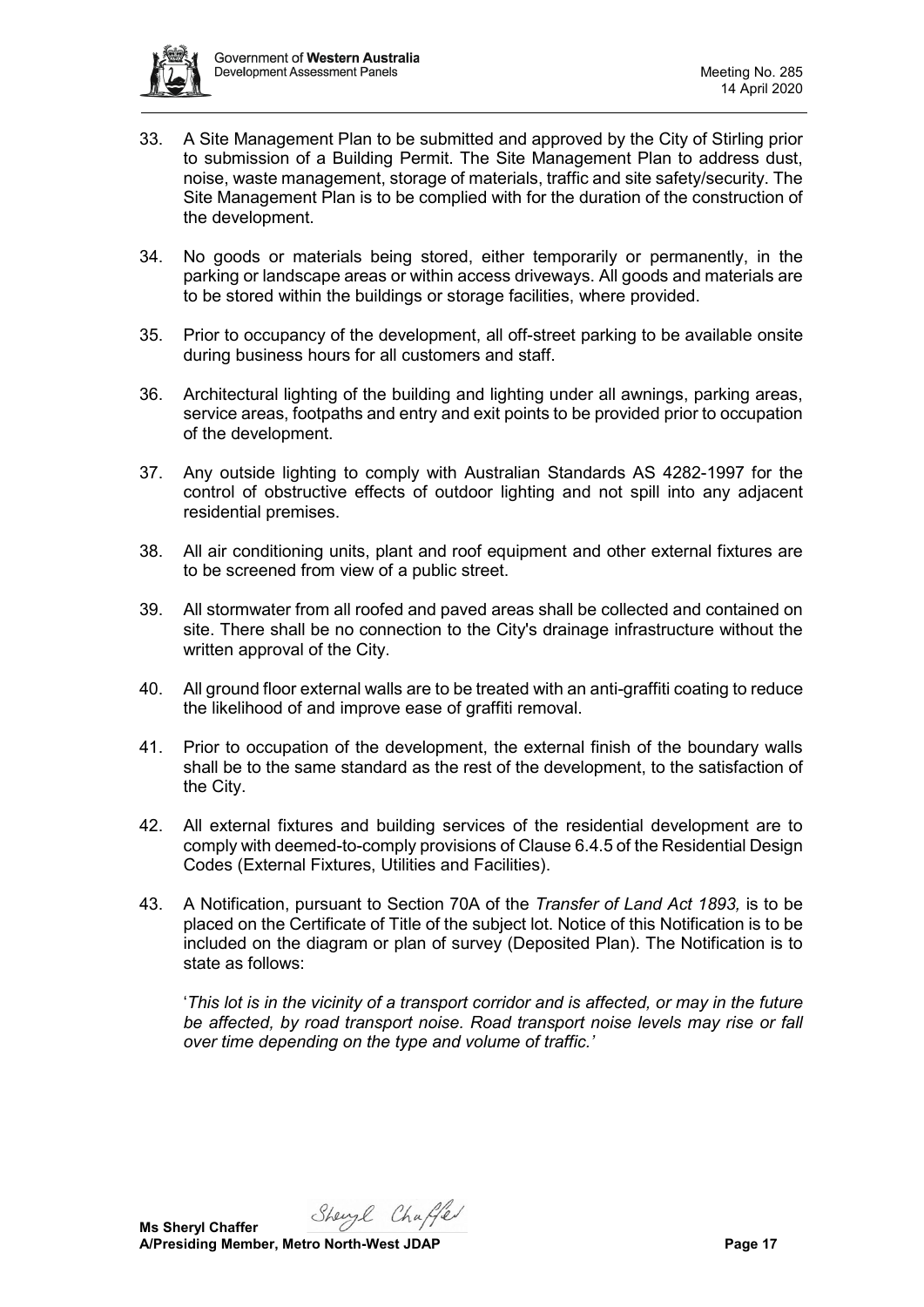33. A Site Management Plan to be submitted and approved by the City of Stirling prior to submission of a Building Permit. The Site Management Plan to address dust, noise, waste management, storage of materials, traffic and site safety/security. The Site Management Plan is to be complied with for the duration of the construction of the development.

34. No goods or materials being stored, either temporarily or permanently, in the parking or landscape areas or within access driveways. All goods and materials are to be stored within the buildings or storage facilities, where provided.

35. Prior to occupancy of the development, all off-street parking to be available onsite during business hours for all customers and staff.

36. Architectural lighting of the building and lighting under all awnings, parking areas, service areas, footpaths and entry and exit points to be provided prior to occupation of the development.

37. Any outside lighting to comply with Australian Standards AS 4282-1997 for the control of obstructive effects of outdoor lighting and not spill into any adjacent residential premises.

38. All air conditioning units, plant and roof equipment and other external fixtures are to be screened from view of a public street.

39. All stormwater from all roofed and paved areas shall be collected and contained on site. There shall be no connection to the City's drainage infrastructure without the written approval of the City.

40. All ground floor external walls are to be treated with an anti-graffiti coating to reduce the likelihood of and improve ease of graffiti removal.

41. Prior to occupation of the development, the external finish of the boundary walls shall be to the same standard as the rest of the development, to the satisfaction of the City.

42. All external fixtures and building services of the residential development are to comply with deemed-to-comply provisions of Clause 6.4.5 of the Residential Design Codes (External Fixtures, Utilities and Facilities).

43. A Notification, pursuant to Section 70A of the *Transfer of Land Act 1893,* is to be placed on the Certificate of Title of the subject lot. Notice of this Notification is to be included on the diagram or plan of survey (Deposited Plan). The Notification is to state as follows:

   '*This lot is in the vicinity of a transport corridor and is affected, or may in the future be affected, by road transport noise. Road transport noise levels may rise or fall over time depending on the type and volume of traffic.'*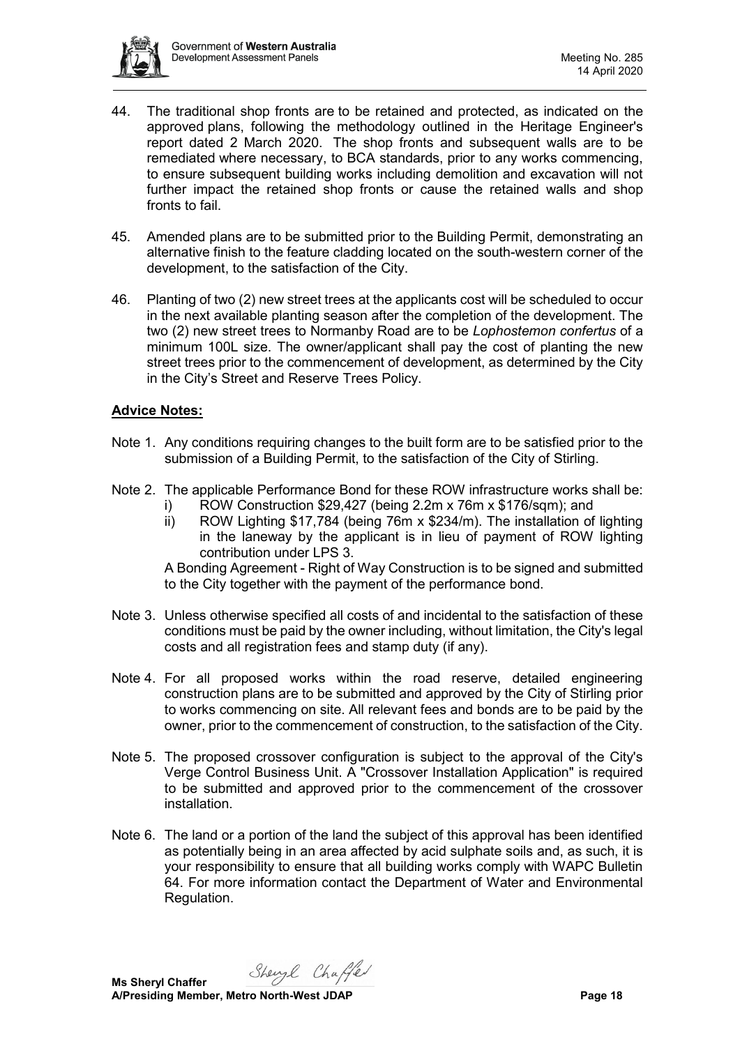44. The traditional shop fronts are to be retained and protected, as indicated on the approved plans, following the methodology outlined in the Heritage Engineer's report dated 2 March 2020. The shop fronts and subsequent walls are to be remediated where necessary, to BCA standards, prior to any works commencing, to ensure subsequent building works including demolition and excavation will not further impact the retained shop fronts or cause the retained walls and shop fronts to fail.

45. Amended plans are to be submitted prior to the Building Permit, demonstrating an alternative finish to the feature cladding located on the south-western corner of the development, to the satisfaction of the City.

46. Planting of two (2) new street trees at the applicants cost will be scheduled to occur in the next available planting season after the completion of the development. The two (2) new street trees to Normanby Road are to be *Lophostemon confertus* of a minimum 100L size. The owner/applicant shall pay the cost of planting the new street trees prior to the commencement of development, as determined by the City in the City's Street and Reserve Trees Policy.

**Advice Notes:**

Note 1. Any conditions requiring changes to the built form are to be satisfied prior to the submission of a Building Permit, to the satisfaction of the City of Stirling.

Note 2. The applicable Performance Bond for these ROW infrastructure works shall be:

i) ROW Construction $29,427 (being 2.2m x 76m x $176/sqm); and

ii) ROW Lighting $17,784 (being 76m x $234/m). The installation of lighting in the laneway by the applicant is in lieu of payment of ROW lighting contribution under LPS 3.

A Bonding Agreement - Right of Way Construction is to be signed and submitted to the City together with the payment of the performance bond.

Note 3. Unless otherwise specified all costs of and incidental to the satisfaction of these conditions must be paid by the owner including, without limitation, the City's legal costs and all registration fees and stamp duty (if any).

Note 4. For all proposed works within the road reserve, detailed engineering construction plans are to be submitted and approved by the City of Stirling prior to works commencing on site. All relevant fees and bonds are to be paid by the owner, prior to the commencement of construction, to the satisfaction of the City.

Note 5. The proposed crossover configuration is subject to the approval of the City's Verge Control Business Unit. A "Crossover Installation Application" is required to be submitted and approved prior to the commencement of the crossover installation.

Note 6. The land or a portion of the land the subject of this approval has been identified as potentially being in an area affected by acid sulphate soils and, as such, it is your responsibility to ensure that all building works comply with WAPC Bulletin 64. For more information contact the Department of Water and Environmental Regulation.

**Ms Sheryl Chaffer**
**A/Presiding Member, Metro North-West JDAP**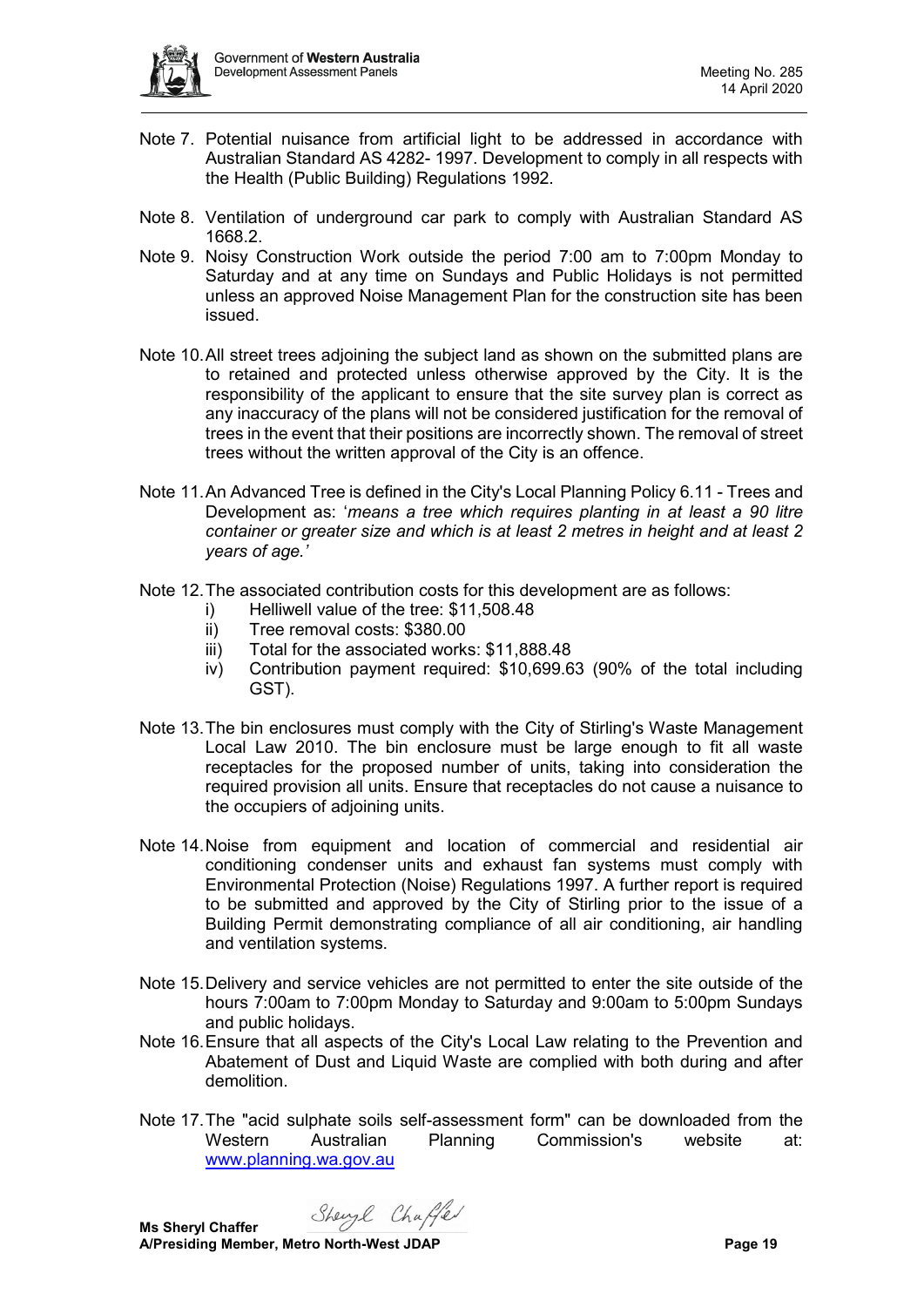Note 7. Potential nuisance from artificial light to be addressed in accordance with Australian Standard AS 4282- 1997. Development to comply in all respects with the Health (Public Building) Regulations 1992.

Note 8. Ventilation of underground car park to comply with Australian Standard AS 1668.2.

Note 9. Noisy Construction Work outside the period 7:00 am to 7:00pm Monday to Saturday and at any time on Sundays and Public Holidays is not permitted unless an approved Noise Management Plan for the construction site has been issued.

Note 10. All street trees adjoining the subject land as shown on the submitted plans are to retained and protected unless otherwise approved by the City. It is the responsibility of the applicant to ensure that the site survey plan is correct as any inaccuracy of the plans will not be considered justification for the removal of trees in the event that their positions are incorrectly shown. The removal of street trees without the written approval of the City is an offence.

Note 11. An Advanced Tree is defined in the City's Local Planning Policy 6.11 - Trees and Development as: '*means a tree which requires planting in at least a 90 litre container or greater size and which is at least 2 metres in height and at least 2 years of age.'*

Note 12. The associated contribution costs for this development are as follows:

- i) Helliwell value of the tree: $11,508.48
- ii) Tree removal costs: $380.00
- iii) Total for the associated works: $11,888.48
- iv) Contribution payment required: $10,699.63 (90% of the total including GST).

Note 13. The bin enclosures must comply with the City of Stirling's Waste Management Local Law 2010. The bin enclosure must be large enough to fit all waste receptacles for the proposed number of units, taking into consideration the required provision all units. Ensure that receptacles do not cause a nuisance to the occupiers of adjoining units.

Note 14. Noise from equipment and location of commercial and residential air conditioning condenser units and exhaust fan systems must comply with Environmental Protection (Noise) Regulations 1997. A further report is required to be submitted and approved by the City of Stirling prior to the issue of a Building Permit demonstrating compliance of all air conditioning, air handling and ventilation systems.

Note 15. Delivery and service vehicles are not permitted to enter the site outside of the hours 7:00am to 7:00pm Monday to Saturday and 9:00am to 5:00pm Sundays and public holidays.

Note 16. Ensure that all aspects of the City's Local Law relating to the Prevention and Abatement of Dust and Liquid Waste are complied with both during and after demolition.

Note 17. The "acid sulphate soils self-assessment form" can be downloaded from the Western Australian Planning Commission's website at: [www.planning.wa.gov.au](www.planning.wa.gov.au)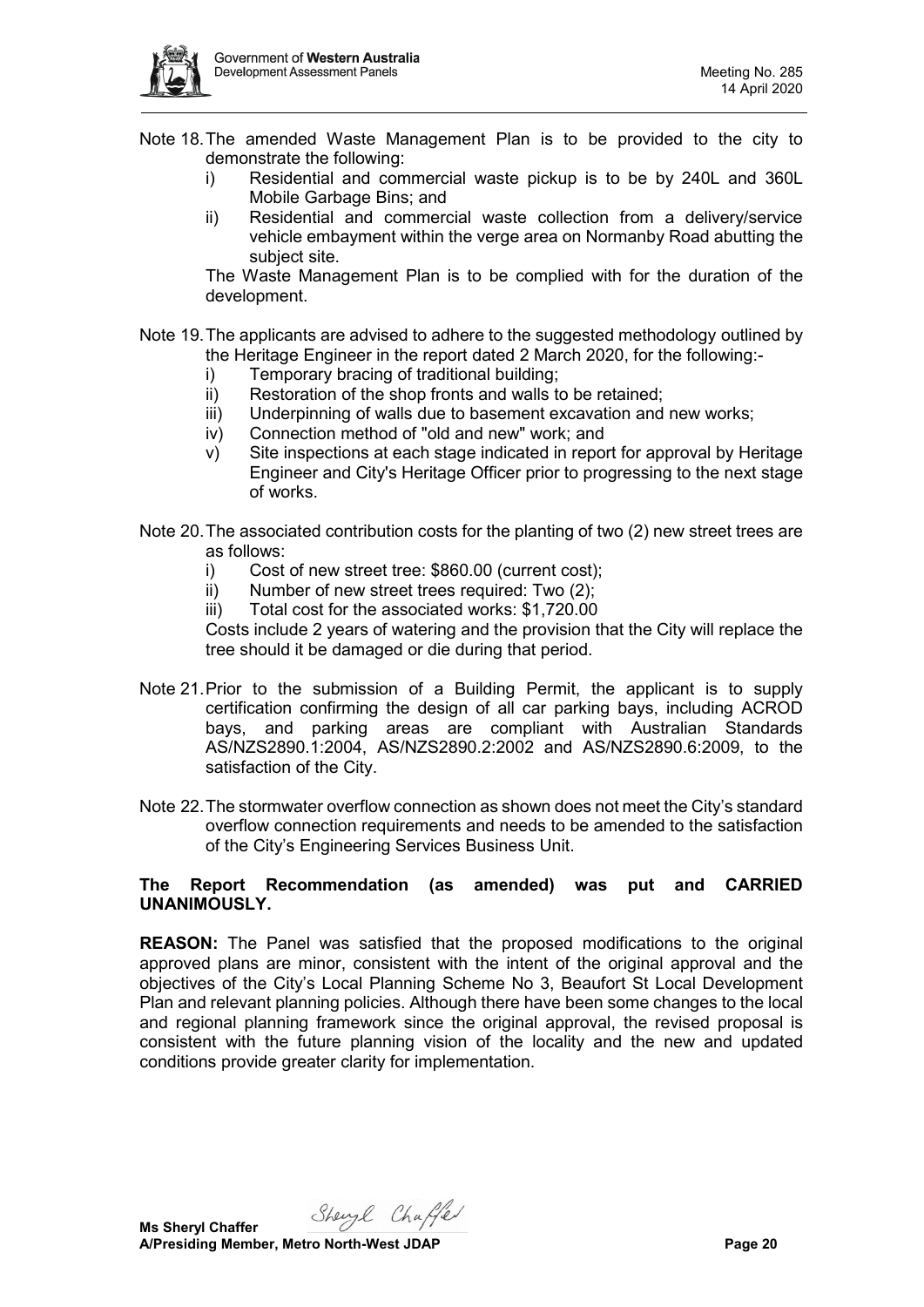Note 18. The amended Waste Management Plan is to be provided to the city to demonstrate the following:

i) Residential and commercial waste pickup is to be by 240L and 360L Mobile Garbage Bins; and
ii) Residential and commercial waste collection from a delivery/service vehicle embayment within the verge area on Normanby Road abutting the subject site.

The Waste Management Plan is to be complied with for the duration of the development.

Note 19. The applicants are advised to adhere to the suggested methodology outlined by the Heritage Engineer in the report dated 2 March 2020, for the following:-

i) Temporary bracing of traditional building;
ii) Restoration of the shop fronts and walls to be retained;
iii) Underpinning of walls due to basement excavation and new works;
iv) Connection method of "old and new" work; and
v) Site inspections at each stage indicated in report for approval by Heritage Engineer and City's Heritage Officer prior to progressing to the next stage of works.

Note 20. The associated contribution costs for the planting of two (2) new street trees are as follows:

i) Cost of new street tree: $860.00 (current cost);
ii) Number of new street trees required: Two (2);
iii) Total cost for the associated works: $1,720.00

Costs include 2 years of watering and the provision that the City will replace the tree should it be damaged or die during that period.

Note 21. Prior to the submission of a Building Permit, the applicant is to supply certification confirming the design of all car parking bays, including ACROD bays, and parking areas are compliant with Australian Standards AS/NZS2890.1:2004, AS/NZS2890.2:2002 and AS/NZS2890.6:2009, to the satisfaction of the City.

Note 22. The stormwater overflow connection as shown does not meet the City's standard overflow connection requirements and needs to be amended to the satisfaction of the City's Engineering Services Business Unit.

**The Report Recommendation (as amended) was put and CARRIED UNANIMOUSLY.**

**REASON:** The Panel was satisfied that the proposed modifications to the original approved plans are minor, consistent with the intent of the original approval and the objectives of the City's Local Planning Scheme No 3, Beaufort St Local Development Plan and relevant planning policies. Although there have been some changes to the local and regional planning framework since the original approval, the revised proposal is consistent with the future planning vision of the locality and the new and updated conditions provide greater clarity for implementation.

**Ms Sheryl Chaffer**
**A/Presiding Member, Metro North-West JDAP**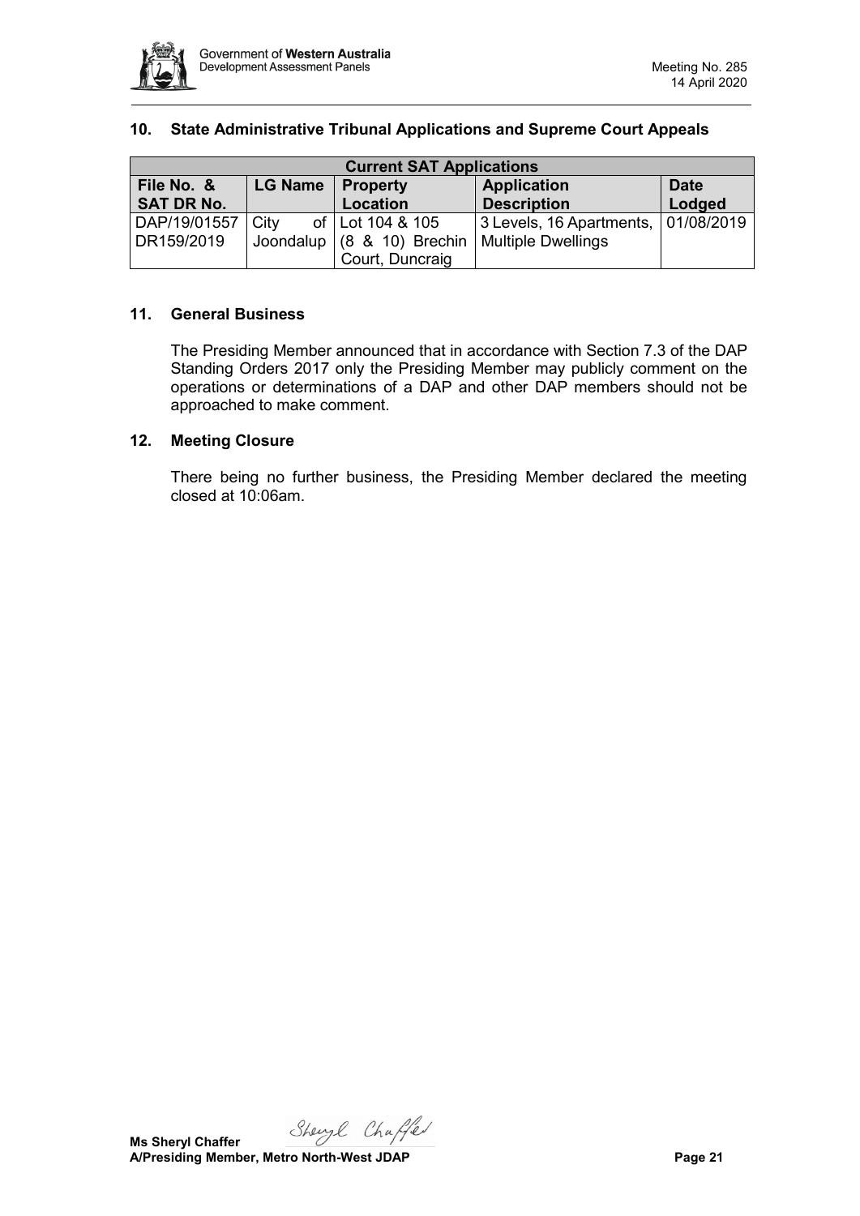## 10. State Administrative Tribunal Applications and Supreme Court Appeals

| Current SAT Applications | | | | |
|---|---|---|---|---|
| **File No. & SAT DR No.** | **LG Name** | **Property Location** | **Application Description** | **Date Lodged** |
| DAP/19/01557 DR159/2019 | City of Joondalup | Lot 104 & 105 (8 & 10) Brechin Court, Duncraig | 3 Levels, 16 Apartments, Multiple Dwellings | 01/08/2019 |

## 11. General Business

The Presiding Member announced that in accordance with Section 7.3 of the DAP Standing Orders 2017 only the Presiding Member may publicly comment on the operations or determinations of a DAP and other DAP members should not be approached to make comment.

## 12. Meeting Closure

There being no further business, the Presiding Member declared the meeting closed at 10:06am.

**Ms Sheryl Chaffer**
**A/Presiding Member, Metro North-West JDAP**